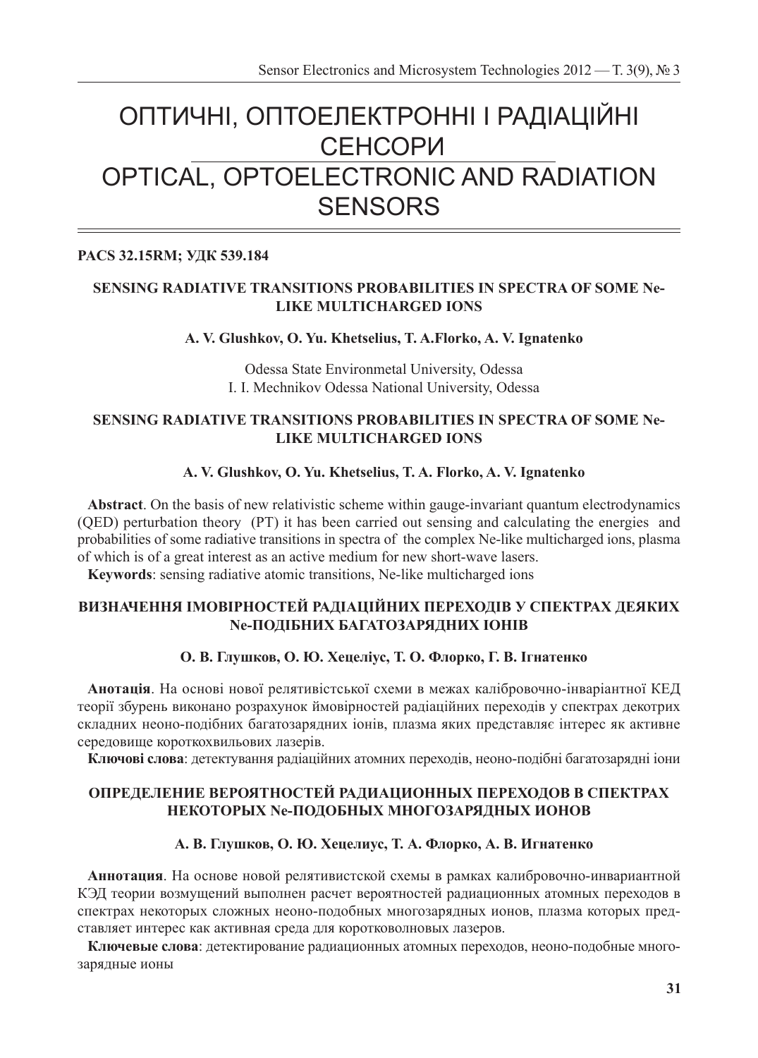# ОПТИЧНІ, ОПТОЕЛЕКТРОННІ І РАДІАЦІЙНІ СЕНСОРИ

# OPTICAL, OPTOELECTRONIC AND RADIATION SENSORS

**PACS 32.15RM; УДК 539.184**

## SENSING RADIATIVE TRANSITIONS PROBABILITIES IN SPECTRA OF SOME Ne-LIKE MULTICHARGED IONS

**A. V. Glushkov, O. Yu. Khetselius, T. A.Florko, A. V. Ignatenko**

Odessa State Environmetal University, Odessa
I. I. Mechnikov Odessa National University, Odessa

## SENSING RADIATIVE TRANSITIONS PROBABILITIES IN SPECTRA OF SOME Ne-LIKE MULTICHARGED IONS

**A. V. Glushkov, O. Yu. Khetselius, T. A. Florko, A. V. Ignatenko**

**Abstract**. On the basis of new relativistic scheme within gauge-invariant quantum electrodynamics (QED) perturbation theory (PT) it has been carried out sensing and calculating the energies and probabilities of some radiative transitions in spectra of the complex Ne-like multicharged ions, plasma of which is of a great interest as an active medium for new short-wave lasers.

**Keywords**: sensing radiative atomic transitions, Ne-like multicharged ions

## ВИЗНАЧЕННЯ ІМОВІРНОСТЕЙ РАДІАЦІЙНИХ ПЕРЕХОДІВ У СПЕКТРАХ ДЕЯКИХ Ne-ПОДІБНИХ БАГАТОЗАРЯДНИХ ІОНІВ

**О. В. Глушков, О. Ю. Хецеліус, Т. О. Флорко, Г. В. Ігнатенко**

**Анотація**. На основі нової релятивістської схеми в межах калібровочно-інваріантної КЕД теорії збурень виконано розрахунок ймовірностей радіаційних переходів у спектрах декотрих складних неоно-подібних багатозарядних іонів, плазма яких представляє інтерес як активне середовище короткохвильових лазерів.

**Ключові слова**: детектування радіаційних атомних переходів, неоно-подібні багатозарядні іони

## ОПРЕДЕЛЕНИЕ ВЕРОЯТНОСТЕЙ РАДИАЦИОННЫХ ПЕРЕХОДОВ В СПЕКТРАХ НЕКОТОРЫХ Ne-ПОДОБНЫХ МНОГОЗАРЯДНЫХ ИОНОВ

**А. В. Глушков, О. Ю. Хецелиус, Т. А. Флорко, А. В. Игнатенко**

**Аннотация**. На основе новой релятивистской схемы в рамках калибровочно-инвариантной КЭД теории возмущений выполнен расчет вероятностей радиационных атомных переходов в спектрах некоторых сложных неоно-подобных многозарядных ионов, плазма которых представляет интерес как активная среда для коротковолновых лазеров.

**Ключевые слова**: детектирование радиационных атомных переходов, неоно-подобные многозарядные ионы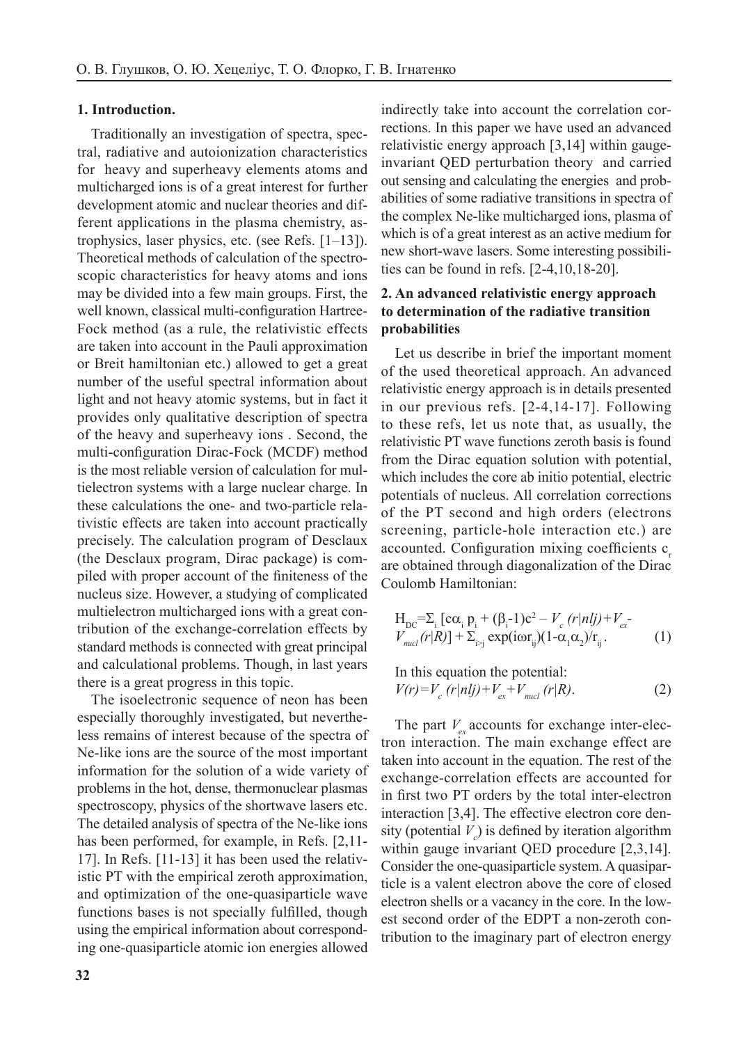## 1. Introduction.

Traditionally an investigation of spectra, spectral, radiative and autoionization characteristics for heavy and superheavy elements atoms and multicharged ions is of a great interest for further development atomic and nuclear theories and different applications in the plasma chemistry, astrophysics, laser physics, etc. (see Refs. [1–13]). Theoretical methods of calculation of the spectroscopic characteristics for heavy atoms and ions may be divided into a few main groups. First, the well known, classical multi-configuration Hartree-Fock method (as a rule, the relativistic effects are taken into account in the Pauli approximation or Breit hamiltonian etc.) allowed to get a great number of the useful spectral information about light and not heavy atomic systems, but in fact it provides only qualitative description of spectra of the heavy and superheavy ions . Second, the multi-configuration Dirac-Fock (MCDF) method is the most reliable version of calculation for multielectron systems with a large nuclear charge. In these calculations the one- and two-particle relativistic effects are taken into account practically precisely. The calculation program of Desclaux (the Desclaux program, Dirac package) is compiled with proper account of the finiteness of the nucleus size. However, a studying of complicated multielectron multicharged ions with a great contribution of the exchange-correlation effects by standard methods is connected with great principal and calculational problems. Though, in last years there is a great progress in this topic.

The isoelectronic sequence of neon has been especially thoroughly investigated, but nevertheless remains of interest because of the spectra of Ne-like ions are the source of the most important information for the solution of a wide variety of problems in the hot, dense, thermonuclear plasmas spectroscopy, physics of the shortwave lasers etc. The detailed analysis of spectra of the Ne-like ions has been performed, for example, in Refs. [2,11-17]. In Refs. [11-13] it has been used the relativistic PT with the empirical zeroth approximation, and optimization of the one-quasiparticle wave functions bases is not specially fulfilled, though using the empirical information about corresponding one-quasiparticle atomic ion energies allowed indirectly take into account the correlation corrections. In this paper we have used an advanced relativistic energy approach [3,14] within gauge-invariant QED perturbation theory and carried out sensing and calculating the energies and probabilities of some radiative transitions in spectra of the complex Ne-like multicharged ions, plasma of which is of a great interest as an active medium for new short-wave lasers. Some interesting possibilities can be found in refs. [2-4,10,18-20].

## 2. An advanced relativistic energy approach to determination of the radiative transition probabilities

Let us describe in brief the important moment of the used theoretical approach. An advanced relativistic energy approach is in details presented in our previous refs. [2-4,14-17]. Following to these refs, let us note that, as usually, the relativistic PT wave functions zeroth basis is found from the Dirac equation solution with potential, which includes the core ab initio potential, electric potentials of nucleus. All correlation corrections of the PT second and high orders (electrons screening, particle-hole interaction etc.) are accounted. Configuration mixing coefficients $c_r$ are obtained through diagonalization of the Dirac Coulomb Hamiltonian:

$$H_{DC}=\Sigma_i\,[c\alpha_i\,p_i + (\beta_i-1)c^2 - V_c\,(r|nlj)+V_{ex}-V_{nucl}(r|R)] + \Sigma_{i>j}\,\exp(i\omega r_{ij})(1-\alpha_1\alpha_2)/r_{ij}. \qquad (1)$$

In this equation the potential:

$$V(r)=V_c\,(r|nlj)+V_{ex}+V_{nucl}\,(r|R). \qquad (2)$$

The part $V_{ex}$ accounts for exchange inter-electron interaction. The main exchange effect are taken into account in the equation. The rest of the exchange-correlation effects are accounted for in first two PT orders by the total inter-electron interaction [3,4]. The effective electron core density (potential $V_c$) is defined by iteration algorithm within gauge invariant QED procedure [2,3,14]. Consider the one-quasiparticle system. A quasiparticle is a valent electron above the core of closed electron shells or a vacancy in the core. In the lowest second order of the EDPT a non-zeroth contribution to the imaginary part of electron energy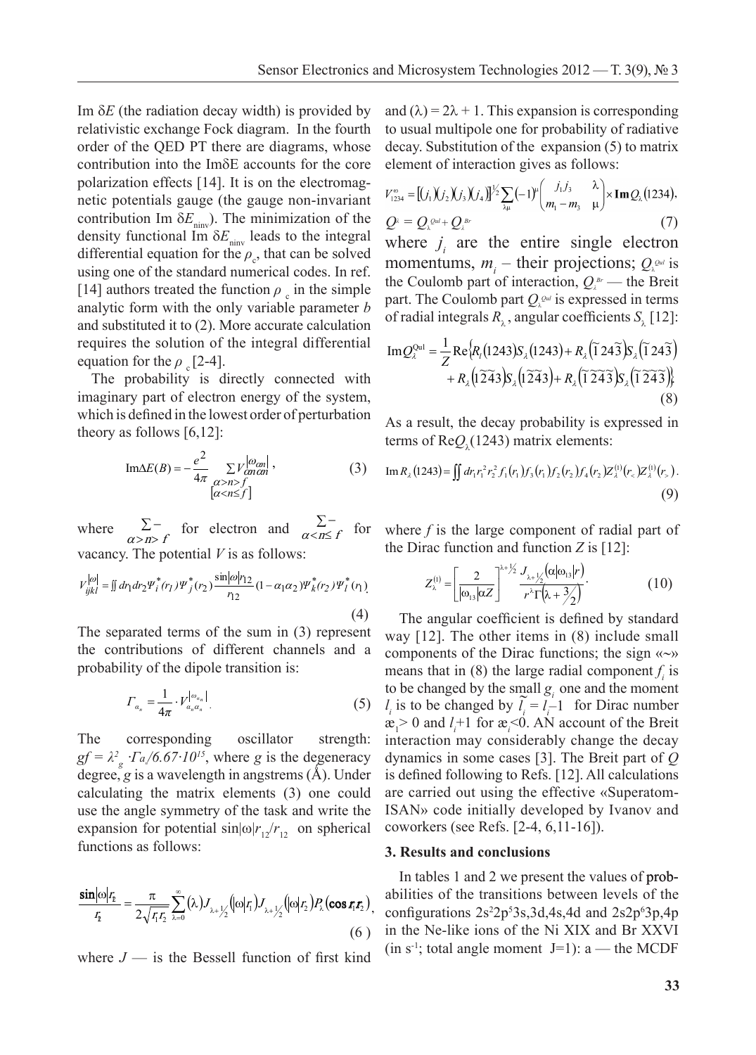Im $\delta E$ (the radiation decay width) is provided by relativistic exchange Fock diagram. In the fourth order of the QED PT there are diagrams, whose contribution into the Im$\delta$E accounts for the core polarization effects [14]. It is on the electromagnetic potentials gauge (the gauge non-invariant contribution Im $\delta E_{\text{ninv}}$). The minimization of the density functional Im $\delta E_{\text{ninv}}$ leads to the integral differential equation for the $\rho_c$, that can be solved using one of the standard numerical codes. In ref. [14] authors treated the function $\rho_c$ in the simple analytic form with the only variable parameter $b$ and substituted it to (2). More accurate calculation requires the solution of the integral differential equation for the $\rho_c$ [2-4].

The probability is directly connected with imaginary part of electron energy of the system, which is defined in the lowest order of perturbation theory as follows [6,12]:

$$\mathrm{Im}\Delta E(B) = -\frac{e^2}{4\pi} \sum_{\substack{\alpha > n > f \\ [\alpha < n \le f]}} V^{|\omega_{\alpha n}|}_{\alpha n \alpha n}, \tag{3}$$

where $\sum\limits_{\alpha > n > f}$ for electron and $\sum\limits_{\alpha < n \le f}$ for vacancy. The potential $V$ is as follows:

$$V^{|\omega|}_{ijkl} = \iint dr_1 dr_2 \Psi_i^*(r_1)\Psi_j^*(r_2)\frac{\sin|\omega| r_{12}}{r_{12}}(1-\alpha_1\alpha_2)\Psi_k^*(r_2)\Psi_l^*(r_1). \tag{4}$$

The separated terms of the sum in (3) represent the contributions of different channels and a probability of the dipole transition is:

$$\Gamma_{\alpha_n} = \frac{1}{4\pi}\cdot V^{|\omega_{\alpha_n}|}_{\alpha_n\alpha_n}. \tag{5}$$

The corresponding oscillator strength: $gf = \lambda_g^2 \cdot \Gamma a_n / 6.67 \cdot 10^{15}$, where $g$ is the degeneracy degree, $g$ is a wavelength in angstrems (Å). Under calculating the matrix elements (3) one could use the angle symmetry of the task and write the expansion for potential $\sin|\omega| r_{12}/r_{12}$ on spherical functions as follows:

$$\frac{\sin|\omega| r_{12}}{r_{12}} = \frac{\pi}{2\sqrt{r_1 r_2}} \sum_{\lambda=0}^{\infty} (\lambda) J_{\lambda+\frac{1}{2}}(|\omega| r_1) J_{\lambda+\frac{1}{2}}(|\omega| r_2) P_\lambda(\cos \mathbf{r}_1 \mathbf{r}_2), \tag{6}$$

where $J$ — is the Bessell function of first kind and $(\lambda) = 2\lambda + 1$. This expansion is corresponding to usual multipole one for probability of radiative decay. Substitution of the expansion (5) to matrix element of interaction gives as follows:

$$V^{\omega}_{1234} = [(j_1)(j_2)(j_3)(j_4)]^{\frac{1}{2}} \sum_{\lambda\mu} (-1)^{\mu} \begin{pmatrix} j_1 j_3 & \lambda \\ m_1 - m_3 & \mu \end{pmatrix} \times \mathbf{Im} Q_\lambda(1234),$$

$$Q_\lambda = Q_\lambda^{Qul} + Q_\lambda^{Br} \tag{7}$$

where $j_i$ are the entire single electron momentums, $m_i$ – their projections; $Q_\lambda^{Qul}$ is the Coulomb part of interaction, $Q_\lambda^{Br}$ — the Breit part. The Coulomb part $Q_\lambda^{Qul}$ is expressed in terms of radial integrals $R_\lambda$, angular coefficients $S_\lambda$ [12]:

$$\mathrm{Im} Q_\lambda^{\mathrm{Qul}} = \frac{1}{Z}\mathrm{Re}\Big\{R_l(1243)S_\lambda(1243) + R_\lambda(\tilde{1}24\tilde{3})S_\lambda(\tilde{1}24\tilde{3}) + R_\lambda(1\tilde{2}\tilde{4}3)S_\lambda(1\tilde{2}\tilde{4}3) + R_\lambda(\tilde{1}\tilde{2}\tilde{4}\tilde{3})S_\lambda(\tilde{1}\tilde{2}\tilde{4}\tilde{3})\Big\} \tag{8}$$

As a result, the decay probability is expressed in terms of $\mathrm{Re}Q_\lambda(1243)$ matrix elements:

$$\mathrm{Im} R_\lambda(1243) = \iint dr_1 r_1^2 r_2^2 f_1(r_1) f_3(r_1) f_2(r_2) f_4(r_2) Z_\lambda^{(1)}(r_<) Z_\lambda^{(1)}(r_>). \tag{9}$$

where $f$ is the large component of radial part of the Dirac function and function $Z$ is [12]:

$$Z_\lambda^{(1)} = \left[\frac{2}{|\omega_{13}|\alpha Z}\right]^{\lambda+\frac{1}{2}} \frac{J_{\lambda+\frac{1}{2}}(\alpha|\omega_{13}| r)}{r^\lambda \Gamma\left(\lambda + \frac{3}{2}\right)}. \tag{10}$$

The angular coefficient is defined by standard way [12]. The other items in (8) include small components of the Dirac functions; the sign «~» means that in (8) the large radial component $f_i$ is to be changed by the small $g_i$ one and the moment $l_i$ is to be changed by $\tilde{l}_i = l_i - 1$ for Dirac number $æ_1 > 0$ and $l_i + 1$ for $æ_i < 0$. AN account of the Breit interaction may considerably change the decay dynamics in some cases [3]. The Breit part of $Q$ is defined following to Refs. [12]. All calculations are carried out using the effective «Superatom-ISAN» code initially developed by Ivanov and coworkers (see Refs. [2-4, 6,11-16]).

### 3. Results and conclusions

In tables 1 and 2 we present the values of probabilities of the transitions between levels of the configurations $2s^2 2p^5 3s,3d,4s,4d$ and $2s2p^6 3p,4p$ in the Ne-like ions of the Ni XIX and Br XXVI (in $s^{-1}$; total angle moment J=1): a — the MCDF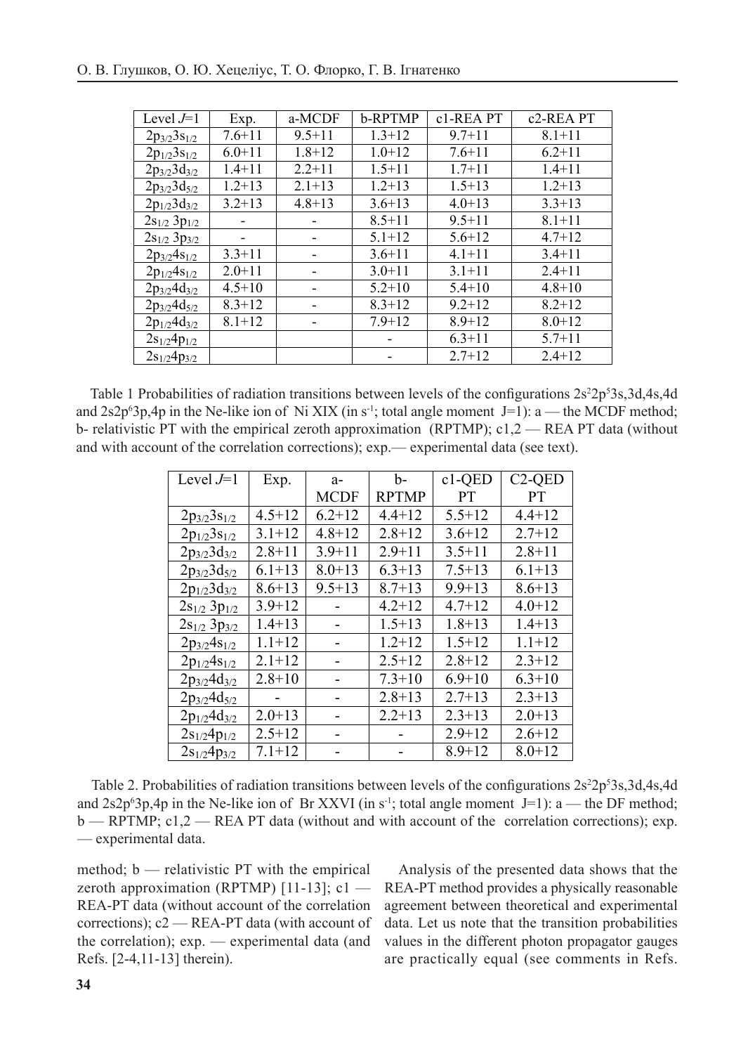| Level $J$=1 | Exp. | a-MCDF | b-RPTMP | c1-REA PT | c2-REA PT |
|---|---|---|---|---|---|
| $2p_{3/2}3s_{1/2}$ | 7.6+11 | 9.5+11 | 1.3+12 | 9.7+11 | 8.1+11 |
| $2p_{1/2}3s_{1/2}$ | 6.0+11 | 1.8+12 | 1.0+12 | 7.6+11 | 6.2+11 |
| $2p_{3/2}3d_{3/2}$ | 1.4+11 | 2.2+11 | 1.5+11 | 1.7+11 | 1.4+11 |
| $2p_{3/2}3d_{5/2}$ | 1.2+13 | 2.1+13 | 1.2+13 | 1.5+13 | 1.2+13 |
| $2p_{1/2}3d_{3/2}$ | 3.2+13 | 4.8+13 | 3.6+13 | 4.0+13 | 3.3+13 |
| $2s_{1/2}\,3p_{1/2}$ | - | - | 8.5+11 | 9.5+11 | 8.1+11 |
| $2s_{1/2}\,3p_{3/2}$ | - | - | 5.1+12 | 5.6+12 | 4.7+12 |
| $2p_{3/2}4s_{1/2}$ | 3.3+11 | - | 3.6+11 | 4.1+11 | 3.4+11 |
| $2p_{1/2}4s_{1/2}$ | 2.0+11 | - | 3.0+11 | 3.1+11 | 2.4+11 |
| $2p_{3/2}4d_{3/2}$ | 4.5+10 | - | 5.2+10 | 5.4+10 | 4.8+10 |
| $2p_{3/2}4d_{5/2}$ | 8.3+12 | - | 8.3+12 | 9.2+12 | 8.2+12 |
| $2p_{1/2}4d_{3/2}$ | 8.1+12 | - | 7.9+12 | 8.9+12 | 8.0+12 |
| $2s_{1/2}4p_{1/2}$ | | | - | 6.3+11 | 5.7+11 |
| $2s_{1/2}4p_{3/2}$ | | | - | 2.7+12 | 2.4+12 |

Table 1 Probabilities of radiation transitions between levels of the configurations $2s^22p^53s,3d,4s,4d$ and $2s2p^63p,4p$ in the Ne-like ion of Ni XIX (in $s^{-1}$; total angle moment $J$=1): a — the MCDF method; b- relativistic PT with the empirical zeroth approximation (RPTMP); c1,2 — REA PT data (without and with account of the correlation corrections); exp.— experimental data (see text).

| Level $J$=1 | Exp. | a-MCDF | b-RPTMP | c1-QED PT | C2-QED PT |
|---|---|---|---|---|---|
| $2p_{3/2}3s_{1/2}$ | 4.5+12 | 6.2+12 | 4.4+12 | 5.5+12 | 4.4+12 |
| $2p_{1/2}3s_{1/2}$ | 3.1+12 | 4.8+12 | 2.8+12 | 3.6+12 | 2.7+12 |
| $2p_{3/2}3d_{3/2}$ | 2.8+11 | 3.9+11 | 2.9+11 | 3.5+11 | 2.8+11 |
| $2p_{3/2}3d_{5/2}$ | 6.1+13 | 8.0+13 | 6.3+13 | 7.5+13 | 6.1+13 |
| $2p_{1/2}3d_{3/2}$ | 8.6+13 | 9.5+13 | 8.7+13 | 9.9+13 | 8.6+13 |
| $2s_{1/2}\,3p_{1/2}$ | 3.9+12 | - | 4.2+12 | 4.7+12 | 4.0+12 |
| $2s_{1/2}\,3p_{3/2}$ | 1.4+13 | - | 1.5+13 | 1.8+13 | 1.4+13 |
| $2p_{3/2}4s_{1/2}$ | 1.1+12 | - | 1.2+12 | 1.5+12 | 1.1+12 |
| $2p_{1/2}4s_{1/2}$ | 2.1+12 | - | 2.5+12 | 2.8+12 | 2.3+12 |
| $2p_{3/2}4d_{3/2}$ | 2.8+10 | - | 7.3+10 | 6.9+10 | 6.3+10 |
| $2p_{3/2}4d_{5/2}$ | - | - | 2.8+13 | 2.7+13 | 2.3+13 |
| $2p_{1/2}4d_{3/2}$ | 2.0+13 | - | 2.2+13 | 2.3+13 | 2.0+13 |
| $2s_{1/2}4p_{1/2}$ | 2.5+12 | - | - | 2.9+12 | 2.6+12 |
| $2s_{1/2}4p_{3/2}$ | 7.1+12 | - | - | 8.9+12 | 8.0+12 |

Table 2. Probabilities of radiation transitions between levels of the configurations $2s^22p^53s,3d,4s,4d$ and $2s2p^63p,4p$ in the Ne-like ion of Br XXVI (in $s^{-1}$; total angle moment $J$=1): a — the DF method; b — RPTMP; c1,2 — REA PT data (without and with account of the correlation corrections); exp. — experimental data.

method; b — relativistic PT with the empirical zeroth approximation (RPTMP) [11-13]; c1 — REA-PT data (without account of the correlation corrections); c2 — REA-PT data (with account of the correlation); exp. — experimental data (and Refs. [2-4,11-13] therein).

Analysis of the presented data shows that the REA-PT method provides a physically reasonable agreement between theoretical and experimental data. Let us note that the transition probabilities values in the different photon propagator gauges are practically equal (see comments in Refs.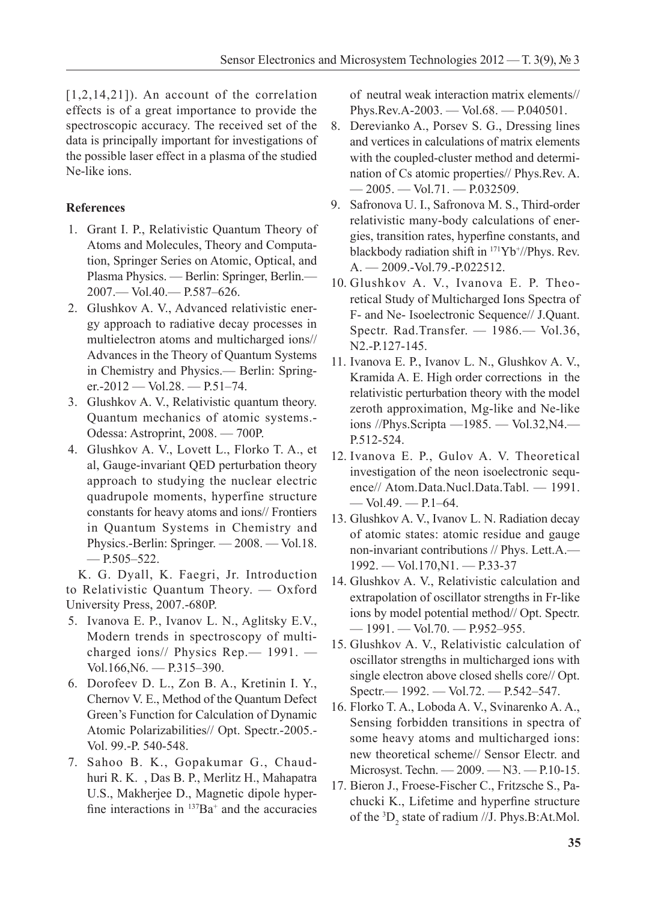[1,2,14,21]). An account of the correlation effects is of a great importance to provide the spectroscopic accuracy. The received set of the data is principally important for investigations of the possible laser effect in a plasma of the studied Ne-like ions.

## References

1. Grant I. P., Relativistic Quantum Theory of Atoms and Molecules, Theory and Computation, Springer Series on Atomic, Optical, and Plasma Physics. — Berlin: Springer, Berlin.— 2007.— Vol.40.— P.587–626.
2. Glushkov A. V., Advanced relativistic energy approach to radiative decay processes in multielectron atoms and multicharged ions// Advances in the Theory of Quantum Systems in Chemistry and Physics.— Berlin: Springer.-2012 — Vol.28. — P.51–74.
3. Glushkov A. V., Relativistic quantum theory. Quantum mechanics of atomic systems.- Odessa: Astroprint, 2008. — 700P.
4. Glushkov A. V., Lovett L., Florko T. A., et al, Gauge-invariant QED perturbation theory approach to studying the nuclear electric quadrupole moments, hyperfine structure constants for heavy atoms and ions// Frontiers in Quantum Systems in Chemistry and Physics.-Berlin: Springer. — 2008. — Vol.18. — P.505–522.

K. G. Dyall, K. Faegri, Jr. Introduction to Relativistic Quantum Theory. — Oxford University Press, 2007.-680P.

5. Ivanova E. P., Ivanov L. N., Aglitsky E.V., Modern trends in spectroscopy of multicharged ions// Physics Rep.— 1991. — Vol.166,N6. — P.315–390.
6. Dorofeev D. L., Zon B. A., Kretinin I. Y., Chernov V. E., Method of the Quantum Defect Green's Function for Calculation of Dynamic Atomic Polarizabilities// Opt. Spectr.-2005.- Vol. 99.-P. 540-548.
7. Sahoo B. K., Gopakumar G., Chaudhuri R. K. , Das B. P., Merlitz H., Mahapatra U.S., Makherjee D., Magnetic dipole hyperfine interactions in $^{137}Ba^{+}$ and the accuracies of neutral weak interaction matrix elements// Phys.Rev.A-2003. — Vol.68. — P.040501.
8. Derevianko A., Porsev S. G., Dressing lines and vertices in calculations of matrix elements with the coupled-cluster method and determination of Cs atomic properties// Phys.Rev. A. — 2005. — Vol.71. — P.032509.
9. Safronova U. I., Safronova M. S., Third-order relativistic many-body calculations of energies, transition rates, hyperfine constants, and blackbody radiation shift in $^{171}Yb^{+}$//Phys. Rev. A. — 2009.-Vol.79.-P.022512.
10. Glushkov A. V., Ivanova E. P. Theoretical Study of Multicharged Ions Spectra of F- and Ne- Isoelectronic Sequence// J.Quant. Spectr. Rad.Transfer. — 1986.— Vol.36, N2.-P.127-145.
11. Ivanova E. P., Ivanov L. N., Glushkov A. V., Kramida A. E. High order corrections in the relativistic perturbation theory with the model zeroth approximation, Mg-like and Ne-like ions //Phys.Scripta —1985. — Vol.32,N4.— P.512-524.
12. Ivanova E. P., Gulov A. V. Theoretical investigation of the neon isoelectronic sequence// Atom.Data.Nucl.Data.Tabl. — 1991. — Vol.49. — P.1–64.
13. Glushkov A. V., Ivanov L. N. Radiation decay of atomic states: atomic residue and gauge non-invariant contributions // Phys. Lett.A.— 1992. — Vol.170,N1. — P.33-37
14. Glushkov A. V., Relativistic calculation and extrapolation of oscillator strengths in Fr-like ions by model potential method// Opt. Spectr. — 1991. — Vol.70. — P.952–955.
15. Glushkov A. V., Relativistic calculation of oscillator strengths in multicharged ions with single electron above closed shells core// Opt. Spectr.— 1992. — Vol.72. — P.542–547.
16. Florko T. A., Loboda A. V., Svinarenko A. A., Sensing forbidden transitions in spectra of some heavy atoms and multicharged ions: new theoretical scheme// Sensor Electr. and Microsyst. Techn. — 2009. — N3. — P.10-15.
17. Bieron J., Froese-Fischer C., Fritzsche S., Pachucki K., Lifetime and hyperfine structure of the $^{3}D_{2}$ state of radium //J. Phys.B:At.Mol.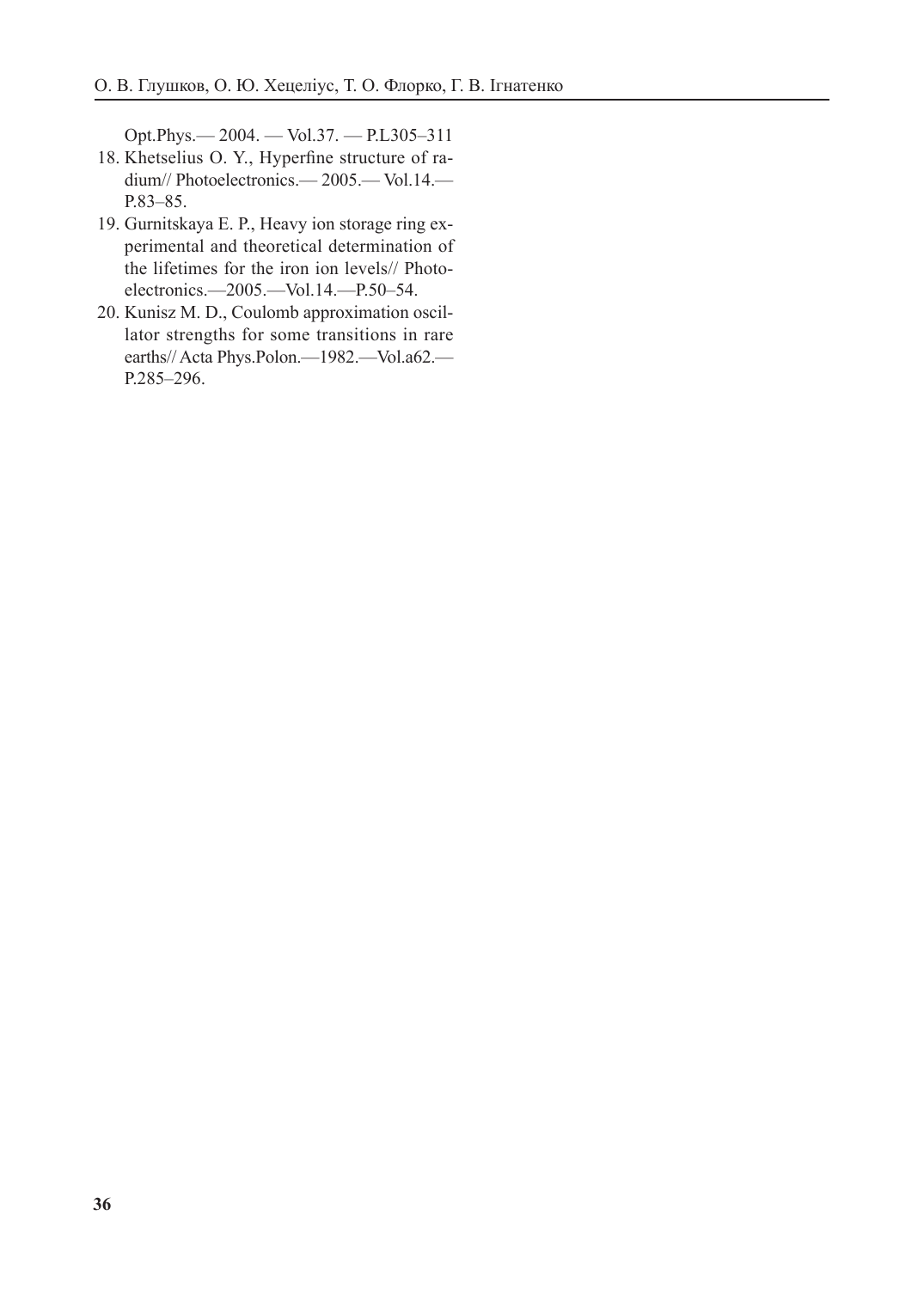Opt.Phys.— 2004. — Vol.37. — P.L305–311

18. Khetselius O. Y., Hyperfine structure of radium// Photoelectronics.— 2005.— Vol.14.— P.83–85.
19. Gurnitskaya E. P., Heavy ion storage ring experimental and theoretical determination of the lifetimes for the iron ion levels// Photoelectronics.—2005.—Vol.14.—P.50–54.
20. Kunisz M. D., Coulomb approximation oscillator strengths for some transitions in rare earths// Acta Phys.Polon.—1982.—Vol.a62.— P.285–296.